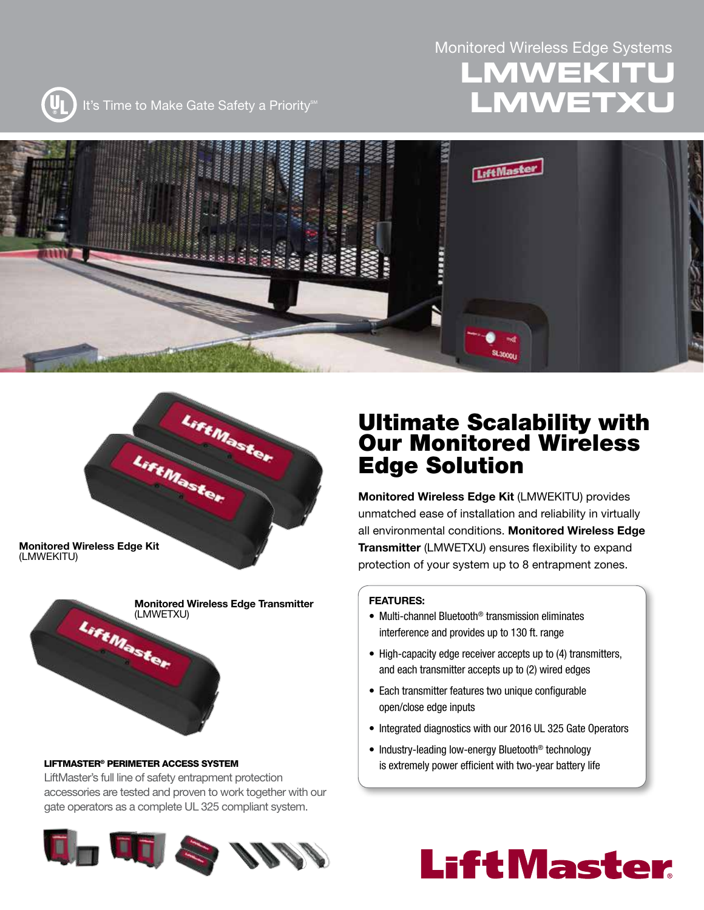Monitored Wireless Edge Systems

# LMWEKITU
# LMWETXU

It's Time to Make Gate Safety a Priority℠

**Monitored Wireless Edge Kit**
(LMWEKITU)

**Monitored Wireless Edge Transmitter**
(LMWETXU)

**LIFTMASTER® PERIMETER ACCESS SYSTEM**

LiftMaster's full line of safety entrapment protection accessories are tested and proven to work together with our gate operators as a complete UL 325 compliant system.

## Ultimate Scalability with Our Monitored Wireless Edge Solution

**Monitored Wireless Edge Kit** (LMWEKITU) provides unmatched ease of installation and reliability in virtually all environmental conditions. **Monitored Wireless Edge Transmitter** (LMWETXU) ensures flexibility to expand protection of your system up to 8 entrapment zones.

**FEATURES:**

- Multi-channel Bluetooth® transmission eliminates interference and provides up to 130 ft. range
- High-capacity edge receiver accepts up to (4) transmitters, and each transmitter accepts up to (2) wired edges
- Each transmitter features two unique configurable open/close edge inputs
- Integrated diagnostics with our 2016 UL 325 Gate Operators
- Industry-leading low-energy Bluetooth® technology is extremely power efficient with two-year battery life

LiftMaster®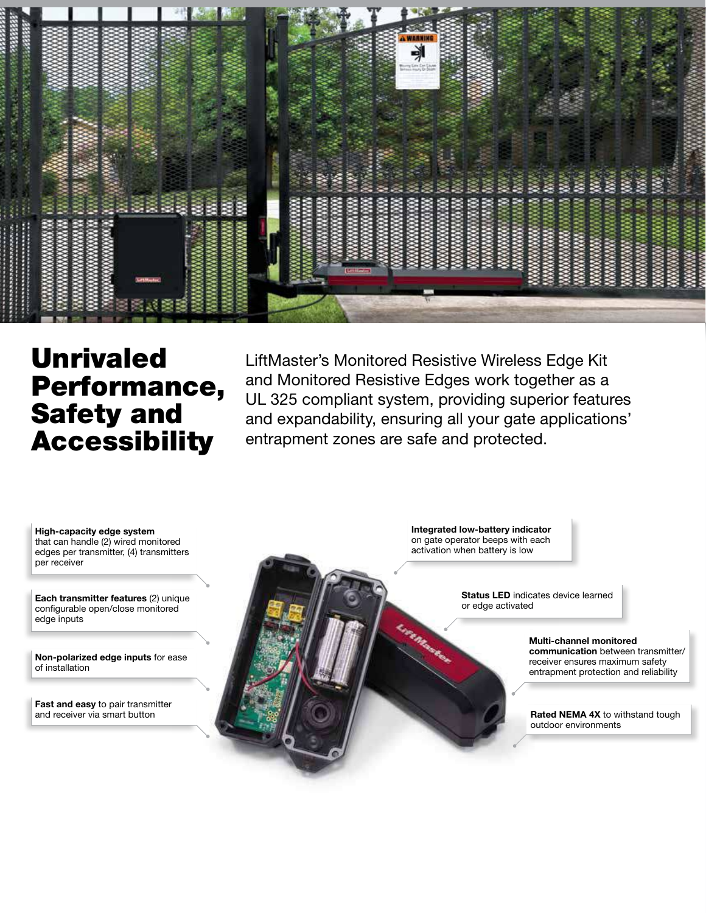# Unrivaled Performance, Safety and Accessibility

LiftMaster's Monitored Resistive Wireless Edge Kit and Monitored Resistive Edges work together as a UL 325 compliant system, providing superior features and expandability, ensuring all your gate applications' entrapment zones are safe and protected.

**High-capacity edge system** that can handle (2) wired monitored edges per transmitter, (4) transmitters per receiver

**Each transmitter features** (2) unique configurable open/close monitored edge inputs

**Non-polarized edge inputs** for ease of installation

**Fast and easy** to pair transmitter and receiver via smart button

**Integrated low-battery indicator** on gate operator beeps with each activation when battery is low

**Status LED** indicates device learned or edge activated

**Multi-channel monitored communication** between transmitter/receiver ensures maximum safety entrapment protection and reliability

**Rated NEMA 4X** to withstand tough outdoor environments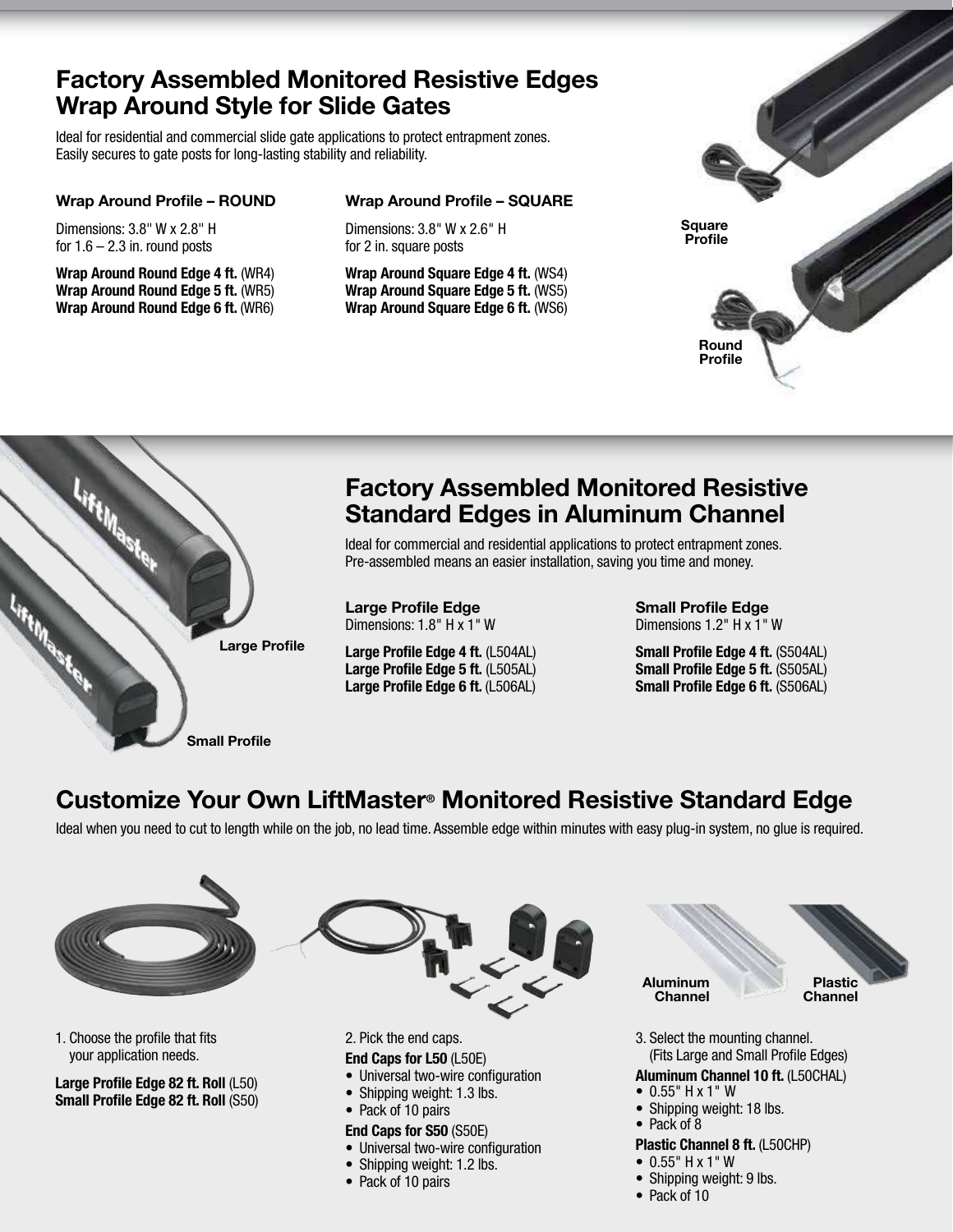## Factory Assembled Monitored Resistive Edges Wrap Around Style for Slide Gates

Ideal for residential and commercial slide gate applications to protect entrapment zones. Easily secures to gate posts for long-lasting stability and reliability.

**Wrap Around Profile – ROUND**

Dimensions: 3.8" W x 2.8" H
for 1.6 – 2.3 in. round posts

**Wrap Around Round Edge 4 ft.** (WR4)
**Wrap Around Round Edge 5 ft.** (WR5)
**Wrap Around Round Edge 6 ft.** (WR6)

**Wrap Around Profile – SQUARE**

Dimensions: 3.8" W x 2.6" H
for 2 in. square posts

**Wrap Around Square Edge 4 ft.** (WS4)
**Wrap Around Square Edge 5 ft.** (WS5)
**Wrap Around Square Edge 6 ft.** (WS6)

Square Profile

Round Profile

## Factory Assembled Monitored Resistive Standard Edges in Aluminum Channel

Ideal for commercial and residential applications to protect entrapment zones. Pre-assembled means an easier installation, saving you time and money.

Large Profile

Small Profile

**Large Profile Edge**
Dimensions: 1.8" H x 1" W

**Large Profile Edge 4 ft.** (L504AL)
**Large Profile Edge 5 ft.** (L505AL)
**Large Profile Edge 6 ft.** (L506AL)

**Small Profile Edge**
Dimensions 1.2" H x 1" W

**Small Profile Edge 4 ft.** (S504AL)
**Small Profile Edge 5 ft.** (S505AL)
**Small Profile Edge 6 ft.** (S506AL)

## Customize Your Own LiftMaster® Monitored Resistive Standard Edge

Ideal when you need to cut to length while on the job, no lead time. Assemble edge within minutes with easy plug-in system, no glue is required.

1. Choose the profile that fits your application needs.

**Large Profile Edge 82 ft. Roll** (L50)
**Small Profile Edge 82 ft. Roll** (S50)

2. Pick the end caps.

**End Caps for L50** (L50E)
- Universal two-wire configuration
- Shipping weight: 1.3 lbs.
- Pack of 10 pairs

**End Caps for S50** (S50E)
- Universal two-wire configuration
- Shipping weight: 1.2 lbs.
- Pack of 10 pairs

Aluminum Channel

Plastic Channel

3. Select the mounting channel. (Fits Large and Small Profile Edges)

**Aluminum Channel 10 ft.** (L50CHAL)
- 0.55" H x 1" W
- Shipping weight: 18 lbs.
- Pack of 8

**Plastic Channel 8 ft.** (L50CHP)
- 0.55" H x 1" W
- Shipping weight: 9 lbs.
- Pack of 10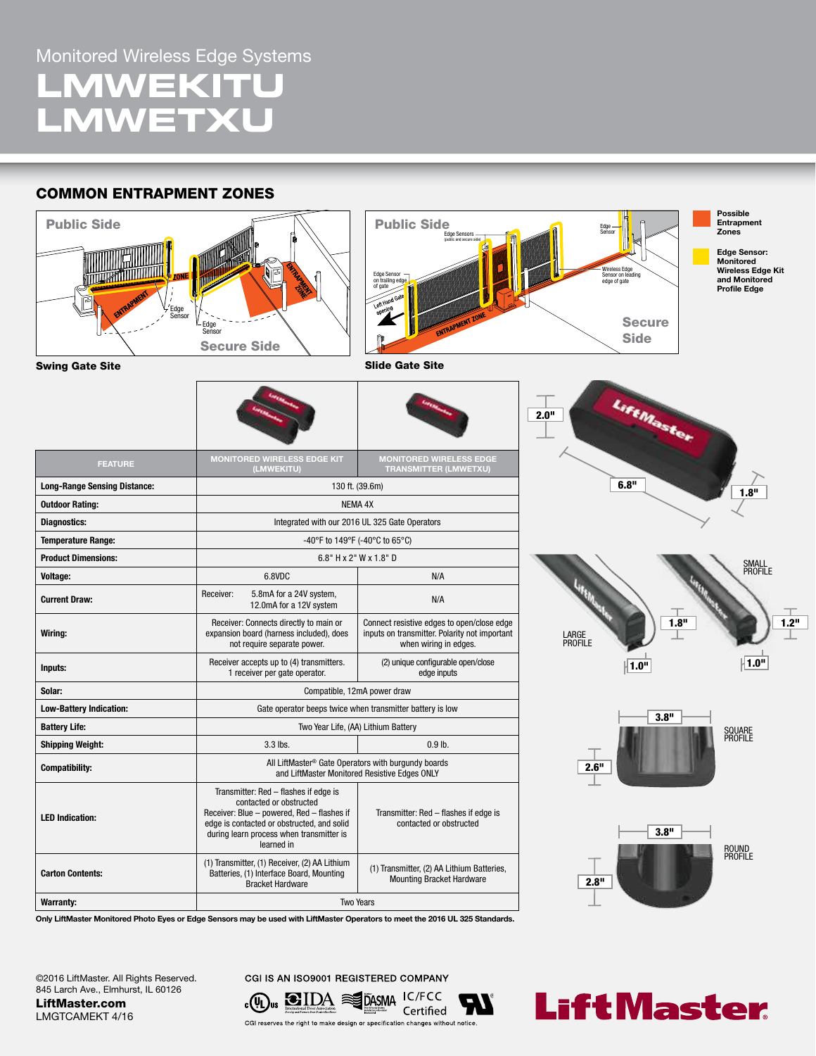Monitored Wireless Edge Systems

# LMWEKITU
# LMWETXU

## COMMON ENTRAPMENT ZONES

Public Side

ENTRAPMENT ZONE

Edge Sensor

Edge Sensor

Secure Side

**Swing Gate Site**

Public Side

Edge Sensors (public and secure side)

Edge Sensor

Edge Sensor on trailing edge of gate

Left Hand Gate opening

Wireless Edge Sensor on leading edge of gate

ENTRAPMENT ZONE

Secure Side

**Slide Gate Site**

**Possible Entrapment Zones**

**Edge Sensor: Monitored Wireless Edge Kit and Monitored Profile Edge**

| FEATURE | MONITORED WIRELESS EDGE KIT (LMWEKITU) | MONITORED WIRELESS EDGE TRANSMITTER (LMWETXU) |
|---|---|---|
| **Long-Range Sensing Distance:** | 130 ft. (39.6m) | |
| **Outdoor Rating:** | NEMA 4X | |
| **Diagnostics:** | Integrated with our 2016 UL 325 Gate Operators | |
| **Temperature Range:** | -40°F to 149°F (-40°C to 65°C) | |
| **Product Dimensions:** | 6.8" H x 2" W x 1.8" D | |
| **Voltage:** | 6.8VDC | N/A |
| **Current Draw:** | Receiver: 5.8mA for a 24V system, 12.0mA for a 12V system | N/A |
| **Wiring:** | Receiver: Connects directly to main or expansion board (harness included), does not require separate power. | Connect resistive edges to open/close edge inputs on transmitter. Polarity not important when wiring in edges. |
| **Inputs:** | Receiver accepts up to (4) transmitters. 1 receiver per gate operator. | (2) unique configurable open/close edge inputs |
| **Solar:** | Compatible, 12mA power draw | |
| **Low-Battery Indication:** | Gate operator beeps twice when transmitter battery is low | |
| **Battery Life:** | Two Year Life, (AA) Lithium Battery | |
| **Shipping Weight:** | 3.3 lbs. | 0.9 lb. |
| **Compatibility:** | All LiftMaster® Gate Operators with burgundy boards and LiftMaster Monitored Resistive Edges ONLY | |
| **LED Indication:** | Transmitter: Red – flashes if edge is contacted or obstructed Receiver: Blue – powered, Red – flashes if edge is contacted or obstructed, and solid during learn process when transmitter is learned in | Transmitter: Red – flashes if edge is contacted or obstructed |
| **Carton Contents:** | (1) Transmitter, (1) Receiver, (2) AA Lithium Batteries, (1) Interface Board, Mounting Bracket Hardware | (1) Transmitter, (2) AA Lithium Batteries, Mounting Bracket Hardware |
| **Warranty:** | Two Years | |

**Only LiftMaster Monitored Photo Eyes or Edge Sensors may be used with LiftMaster Operators to meet the 2016 UL 325 Standards.**

2.0"

6.8"

1.8"

LARGE PROFILE

1.8"

1.0"

SMALL PROFILE

1.2"

1.0"

3.8"

SQUARE PROFILE

2.6"

3.8"

ROUND PROFILE

2.8"

©2016 LiftMaster. All Rights Reserved.
845 Larch Ave., Elmhurst, IL 60126
**LiftMaster.com**
LMGTCAMEKT 4/16

CGI IS AN ISO9001 REGISTERED COMPANY

IC/FCC Certified

CGI reserves the right to make design or specification changes without notice.

LiftMaster